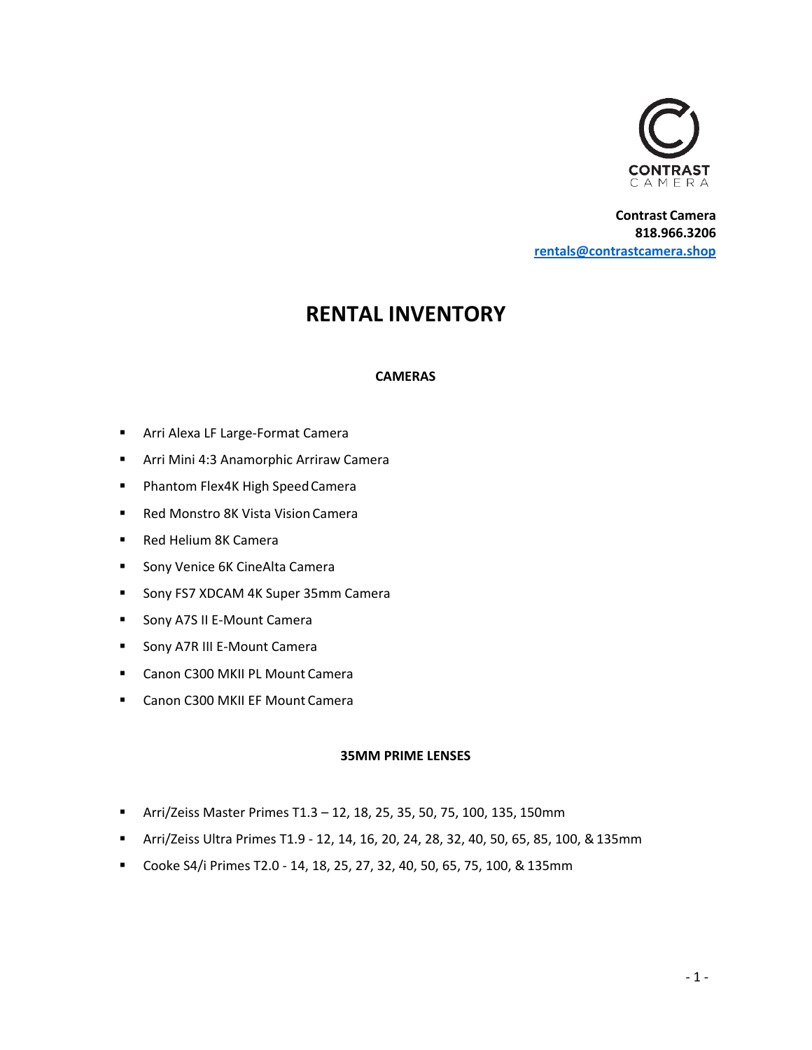**Contrast Camera**
**818.966.3206**
**[rentals@contrastcamera.shop](mailto:rentals@contrastcamera.shop)**

# RENTAL INVENTORY

### CAMERAS

- Arri Alexa LF Large-Format Camera
- Arri Mini 4:3 Anamorphic Arriraw Camera
- Phantom Flex4K High Speed Camera
- Red Monstro 8K Vista Vision Camera
- Red Helium 8K Camera
- Sony Venice 6K CineAlta Camera
- Sony FS7 XDCAM 4K Super 35mm Camera
- Sony A7S II E-Mount Camera
- Sony A7R III E-Mount Camera
- Canon C300 MKII PL Mount Camera
- Canon C300 MKII EF Mount Camera

### 35MM PRIME LENSES

- Arri/Zeiss Master Primes T1.3 – 12, 18, 25, 35, 50, 75, 100, 135, 150mm
- Arri/Zeiss Ultra Primes T1.9 - 12, 14, 16, 20, 24, 28, 32, 40, 50, 65, 85, 100, & 135mm
- Cooke S4/i Primes T2.0 - 14, 18, 25, 27, 32, 40, 50, 65, 75, 100, & 135mm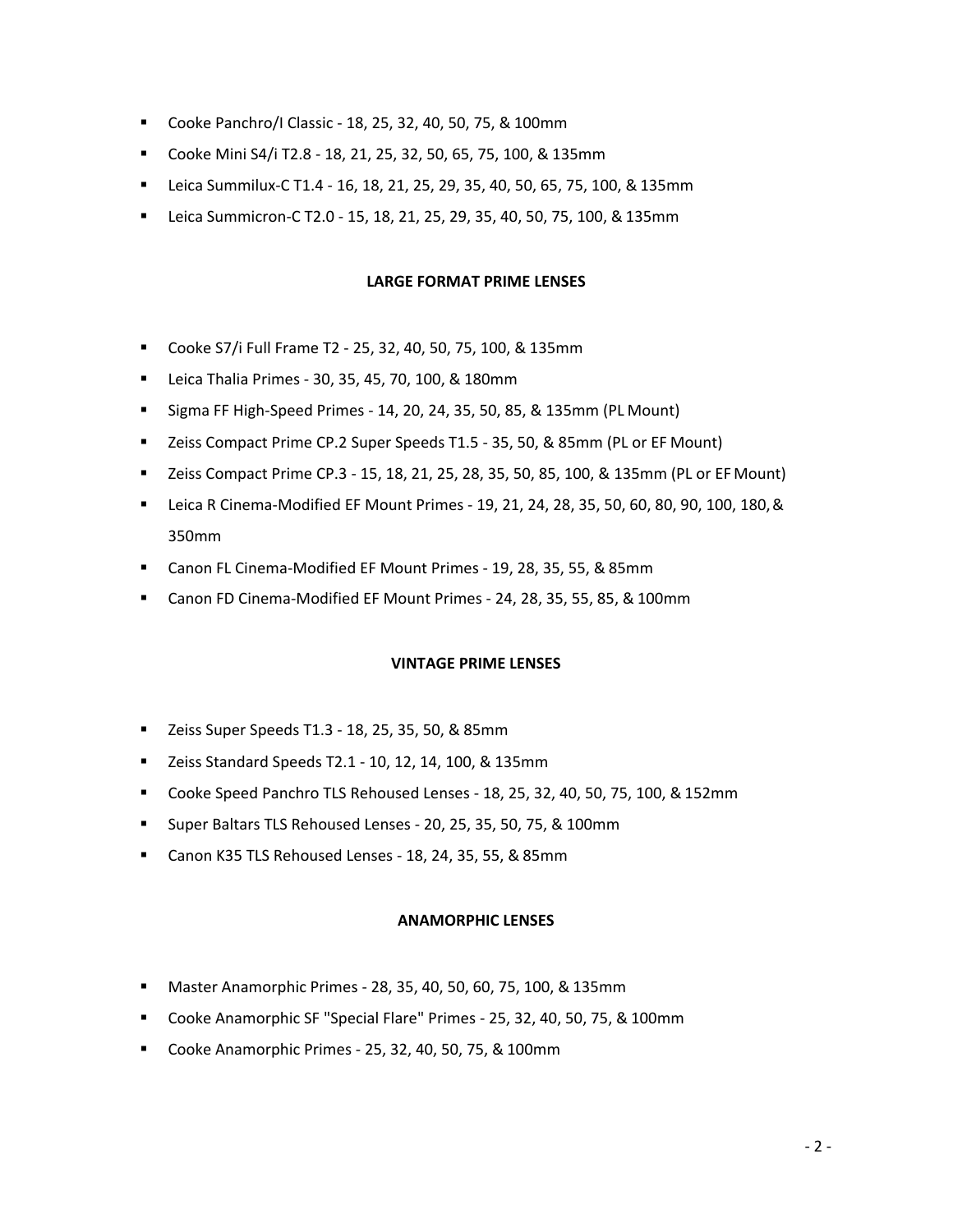- Cooke Panchro/I Classic - 18, 25, 32, 40, 50, 75, & 100mm
- Cooke Mini S4/i T2.8 - 18, 21, 25, 32, 50, 65, 75, 100, & 135mm
- Leica Summilux-C T1.4 - 16, 18, 21, 25, 29, 35, 40, 50, 65, 75, 100, & 135mm
- Leica Summicron-C T2.0 - 15, 18, 21, 25, 29, 35, 40, 50, 75, 100, & 135mm

**LARGE FORMAT PRIME LENSES**

- Cooke S7/i Full Frame T2 - 25, 32, 40, 50, 75, 100, & 135mm
- Leica Thalia Primes - 30, 35, 45, 70, 100, & 180mm
- Sigma FF High-Speed Primes - 14, 20, 24, 35, 50, 85, & 135mm (PL Mount)
- Zeiss Compact Prime CP.2 Super Speeds T1.5 - 35, 50, & 85mm (PL or EF Mount)
- Zeiss Compact Prime CP.3 - 15, 18, 21, 25, 28, 35, 50, 85, 100, & 135mm (PL or EF Mount)
- Leica R Cinema-Modified EF Mount Primes - 19, 21, 24, 28, 35, 50, 60, 80, 90, 100, 180, & 350mm
- Canon FL Cinema-Modified EF Mount Primes - 19, 28, 35, 55, & 85mm
- Canon FD Cinema-Modified EF Mount Primes - 24, 28, 35, 55, 85, & 100mm

**VINTAGE PRIME LENSES**

- Zeiss Super Speeds T1.3 - 18, 25, 35, 50, & 85mm
- Zeiss Standard Speeds T2.1 - 10, 12, 14, 100, & 135mm
- Cooke Speed Panchro TLS Rehoused Lenses - 18, 25, 32, 40, 50, 75, 100, & 152mm
- Super Baltars TLS Rehoused Lenses - 20, 25, 35, 50, 75, & 100mm
- Canon K35 TLS Rehoused Lenses - 18, 24, 35, 55, & 85mm

**ANAMORPHIC LENSES**

- Master Anamorphic Primes - 28, 35, 40, 50, 60, 75, 100, & 135mm
- Cooke Anamorphic SF "Special Flare" Primes - 25, 32, 40, 50, 75, & 100mm
- Cooke Anamorphic Primes - 25, 32, 40, 50, 75, & 100mm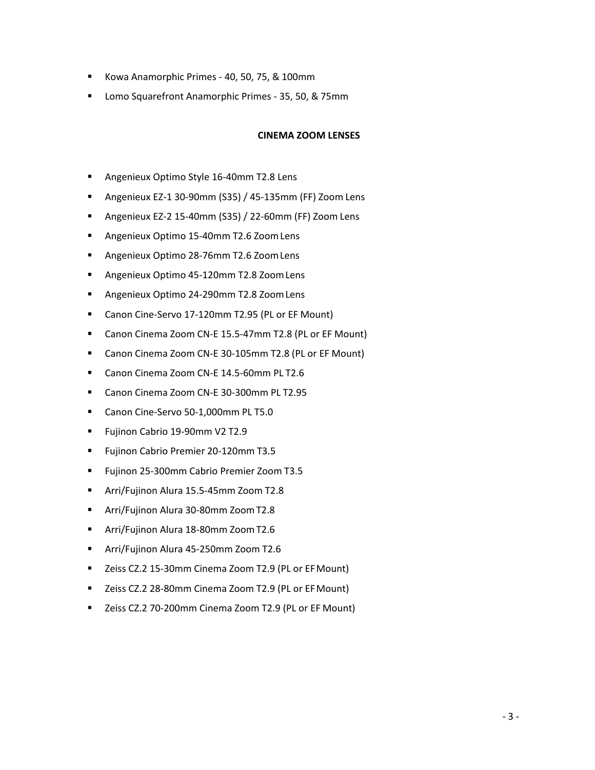- Kowa Anamorphic Primes - 40, 50, 75, & 100mm
- Lomo Squarefront Anamorphic Primes - 35, 50, & 75mm

**CINEMA ZOOM LENSES**

- Angenieux Optimo Style 16-40mm T2.8 Lens
- Angenieux EZ-1 30-90mm (S35) / 45-135mm (FF) Zoom Lens
- Angenieux EZ-2 15-40mm (S35) / 22-60mm (FF) Zoom Lens
- Angenieux Optimo 15-40mm T2.6 Zoom Lens
- Angenieux Optimo 28-76mm T2.6 Zoom Lens
- Angenieux Optimo 45-120mm T2.8 Zoom Lens
- Angenieux Optimo 24-290mm T2.8 Zoom Lens
- Canon Cine-Servo 17-120mm T2.95 (PL or EF Mount)
- Canon Cinema Zoom CN-E 15.5-47mm T2.8 (PL or EF Mount)
- Canon Cinema Zoom CN-E 30-105mm T2.8 (PL or EF Mount)
- Canon Cinema Zoom CN-E 14.5-60mm PL T2.6
- Canon Cinema Zoom CN-E 30-300mm PL T2.95
- Canon Cine-Servo 50-1,000mm PL T5.0
- Fujinon Cabrio 19-90mm V2 T2.9
- Fujinon Cabrio Premier 20-120mm T3.5
- Fujinon 25-300mm Cabrio Premier Zoom T3.5
- Arri/Fujinon Alura 15.5-45mm Zoom T2.8
- Arri/Fujinon Alura 30-80mm Zoom T2.8
- Arri/Fujinon Alura 18-80mm Zoom T2.6
- Arri/Fujinon Alura 45-250mm Zoom T2.6
- Zeiss CZ.2 15-30mm Cinema Zoom T2.9 (PL or EF Mount)
- Zeiss CZ.2 28-80mm Cinema Zoom T2.9 (PL or EF Mount)
- Zeiss CZ.2 70-200mm Cinema Zoom T2.9 (PL or EF Mount)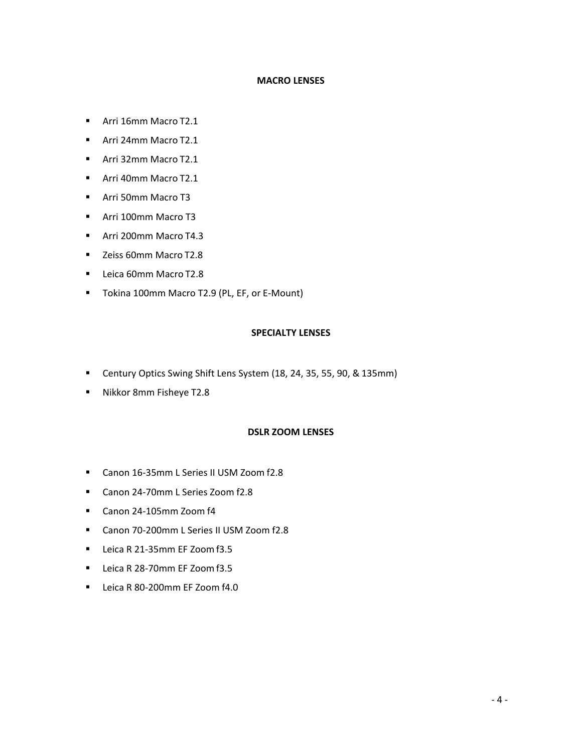## MACRO LENSES

- Arri 16mm Macro T2.1
- Arri 24mm Macro T2.1
- Arri 32mm Macro T2.1
- Arri 40mm Macro T2.1
- Arri 50mm Macro T3
- Arri 100mm Macro T3
- Arri 200mm Macro T4.3
- Zeiss 60mm Macro T2.8
- Leica 60mm Macro T2.8
- Tokina 100mm Macro T2.9 (PL, EF, or E-Mount)

## SPECIALTY LENSES

- Century Optics Swing Shift Lens System (18, 24, 35, 55, 90, & 135mm)
- Nikkor 8mm Fisheye T2.8

## DSLR ZOOM LENSES

- Canon 16-35mm L Series II USM Zoom f2.8
- Canon 24-70mm L Series Zoom f2.8
- Canon 24-105mm Zoom f4
- Canon 70-200mm L Series II USM Zoom f2.8
- Leica R 21-35mm EF Zoom f3.5
- Leica R 28-70mm EF Zoom f3.5
- Leica R 80-200mm EF Zoom f4.0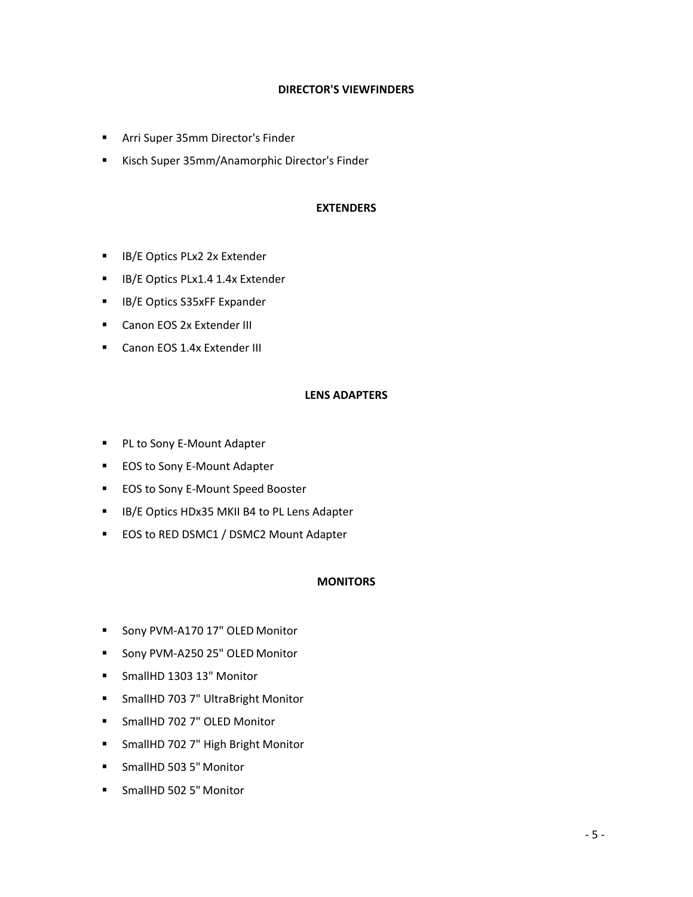## DIRECTOR'S VIEWFINDERS

- Arri Super 35mm Director's Finder
- Kisch Super 35mm/Anamorphic Director's Finder

## EXTENDERS

- IB/E Optics PLx2 2x Extender
- IB/E Optics PLx1.4 1.4x Extender
- IB/E Optics S35xFF Expander
- Canon EOS 2x Extender III
- Canon EOS 1.4x Extender III

## LENS ADAPTERS

- PL to Sony E-Mount Adapter
- EOS to Sony E-Mount Adapter
- EOS to Sony E-Mount Speed Booster
- IB/E Optics HDx35 MKII B4 to PL Lens Adapter
- EOS to RED DSMC1 / DSMC2 Mount Adapter

## MONITORS

- Sony PVM-A170 17" OLED Monitor
- Sony PVM-A250 25" OLED Monitor
- SmallHD 1303 13" Monitor
- SmallHD 703 7" UltraBright Monitor
- SmallHD 702 7" OLED Monitor
- SmallHD 702 7" High Bright Monitor
- SmallHD 503 5" Monitor
- SmallHD 502 5" Monitor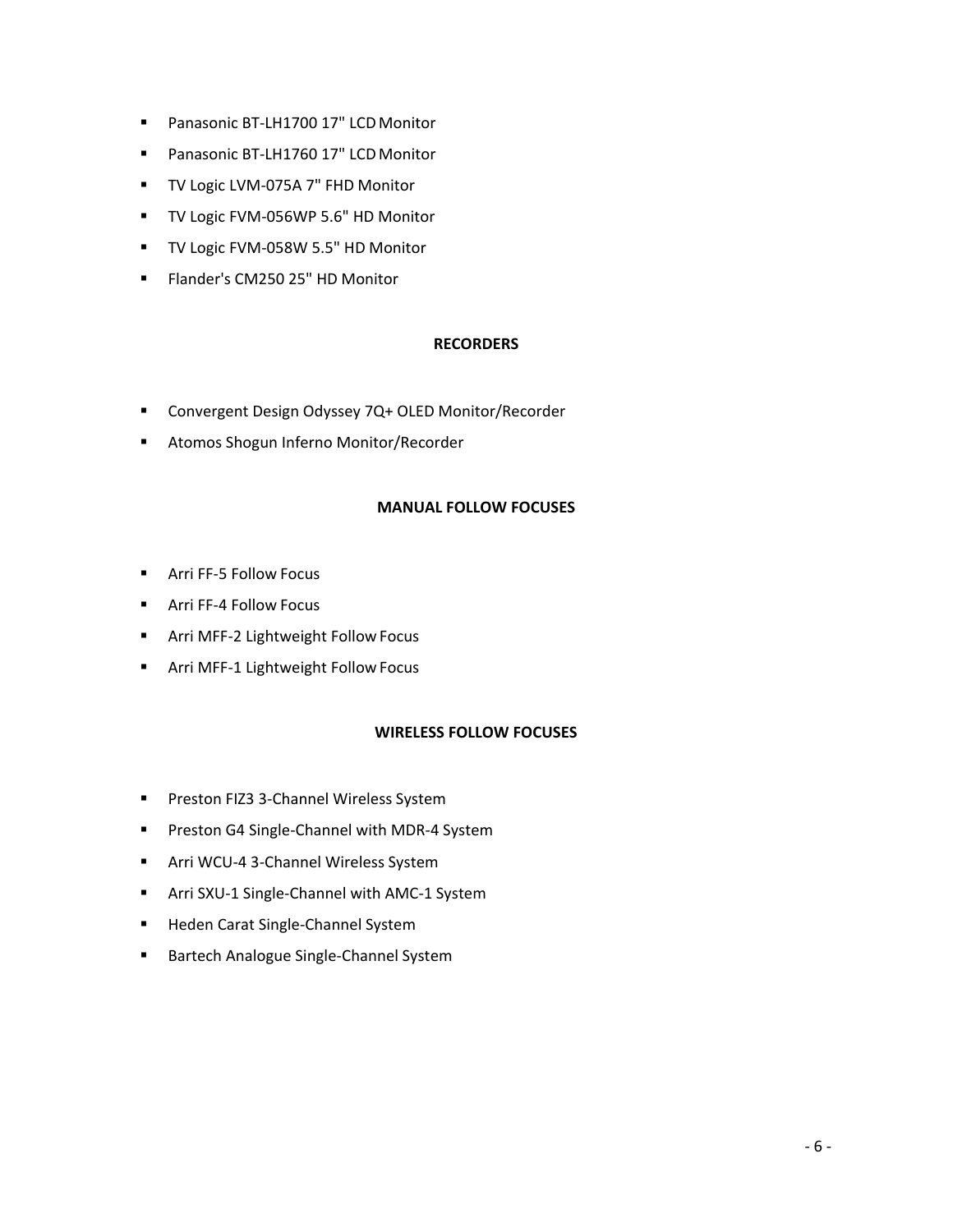- Panasonic BT-LH1700 17" LCD Monitor
- Panasonic BT-LH1760 17" LCD Monitor
- TV Logic LVM-075A 7" FHD Monitor
- TV Logic FVM-056WP 5.6" HD Monitor
- TV Logic FVM-058W 5.5" HD Monitor
- Flander's CM250 25" HD Monitor

**RECORDERS**

- Convergent Design Odyssey 7Q+ OLED Monitor/Recorder
- Atomos Shogun Inferno Monitor/Recorder

**MANUAL FOLLOW FOCUSES**

- Arri FF-5 Follow Focus
- Arri FF-4 Follow Focus
- Arri MFF-2 Lightweight Follow Focus
- Arri MFF-1 Lightweight Follow Focus

**WIRELESS FOLLOW FOCUSES**

- Preston FIZ3 3-Channel Wireless System
- Preston G4 Single-Channel with MDR-4 System
- Arri WCU-4 3-Channel Wireless System
- Arri SXU-1 Single-Channel with AMC-1 System
- Heden Carat Single-Channel System
- Bartech Analogue Single-Channel System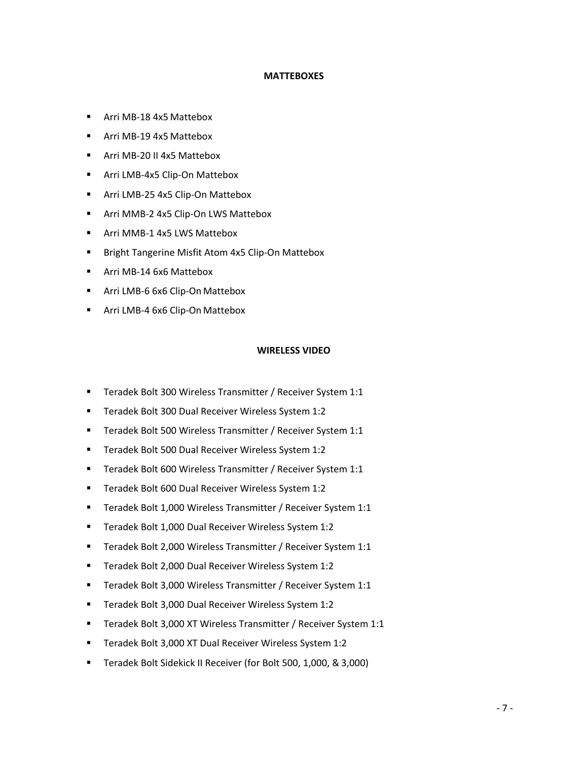## MATTEBOXES

- Arri MB-18 4x5 Mattebox
- Arri MB-19 4x5 Mattebox
- Arri MB-20 II 4x5 Mattebox
- Arri LMB-4x5 Clip-On Mattebox
- Arri LMB-25 4x5 Clip-On Mattebox
- Arri MMB-2 4x5 Clip-On LWS Mattebox
- Arri MMB-1 4x5 LWS Mattebox
- Bright Tangerine Misfit Atom 4x5 Clip-On Mattebox
- Arri MB-14 6x6 Mattebox
- Arri LMB-6 6x6 Clip-On Mattebox
- Arri LMB-4 6x6 Clip-On Mattebox

## WIRELESS VIDEO

- Teradek Bolt 300 Wireless Transmitter / Receiver System 1:1
- Teradek Bolt 300 Dual Receiver Wireless System 1:2
- Teradek Bolt 500 Wireless Transmitter / Receiver System 1:1
- Teradek Bolt 500 Dual Receiver Wireless System 1:2
- Teradek Bolt 600 Wireless Transmitter / Receiver System 1:1
- Teradek Bolt 600 Dual Receiver Wireless System 1:2
- Teradek Bolt 1,000 Wireless Transmitter / Receiver System 1:1
- Teradek Bolt 1,000 Dual Receiver Wireless System 1:2
- Teradek Bolt 2,000 Wireless Transmitter / Receiver System 1:1
- Teradek Bolt 2,000 Dual Receiver Wireless System 1:2
- Teradek Bolt 3,000 Wireless Transmitter / Receiver System 1:1
- Teradek Bolt 3,000 Dual Receiver Wireless System 1:2
- Teradek Bolt 3,000 XT Wireless Transmitter / Receiver System 1:1
- Teradek Bolt 3,000 XT Dual Receiver Wireless System 1:2
- Teradek Bolt Sidekick II Receiver (for Bolt 500, 1,000, & 3,000)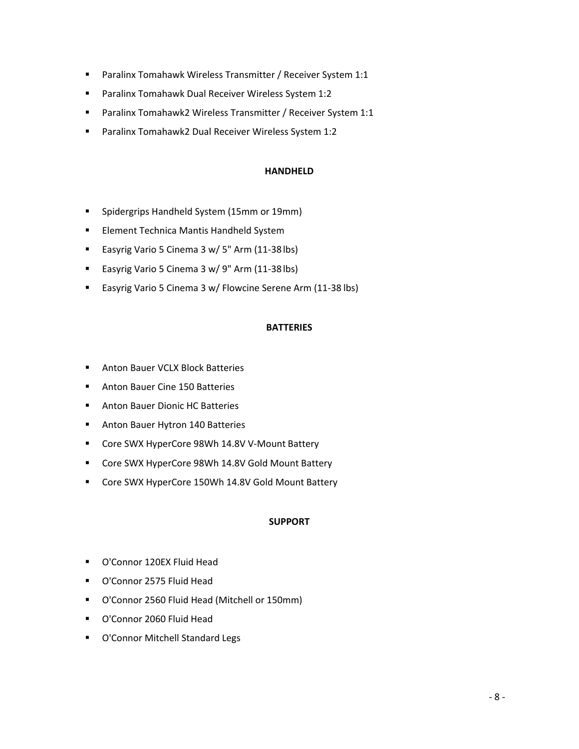- Paralinx Tomahawk Wireless Transmitter / Receiver System 1:1
- Paralinx Tomahawk Dual Receiver Wireless System 1:2
- Paralinx Tomahawk2 Wireless Transmitter / Receiver System 1:1
- Paralinx Tomahawk2 Dual Receiver Wireless System 1:2

**HANDHELD**

- Spidergrips Handheld System (15mm or 19mm)
- Element Technica Mantis Handheld System
- Easyrig Vario 5 Cinema 3 w/ 5" Arm (11-38 lbs)
- Easyrig Vario 5 Cinema 3 w/ 9" Arm (11-38 lbs)
- Easyrig Vario 5 Cinema 3 w/ Flowcine Serene Arm (11-38 lbs)

**BATTERIES**

- Anton Bauer VCLX Block Batteries
- Anton Bauer Cine 150 Batteries
- Anton Bauer Dionic HC Batteries
- Anton Bauer Hytron 140 Batteries
- Core SWX HyperCore 98Wh 14.8V V-Mount Battery
- Core SWX HyperCore 98Wh 14.8V Gold Mount Battery
- Core SWX HyperCore 150Wh 14.8V Gold Mount Battery

**SUPPORT**

- O'Connor 120EX Fluid Head
- O'Connor 2575 Fluid Head
- O'Connor 2560 Fluid Head (Mitchell or 150mm)
- O'Connor 2060 Fluid Head
- O'Connor Mitchell Standard Legs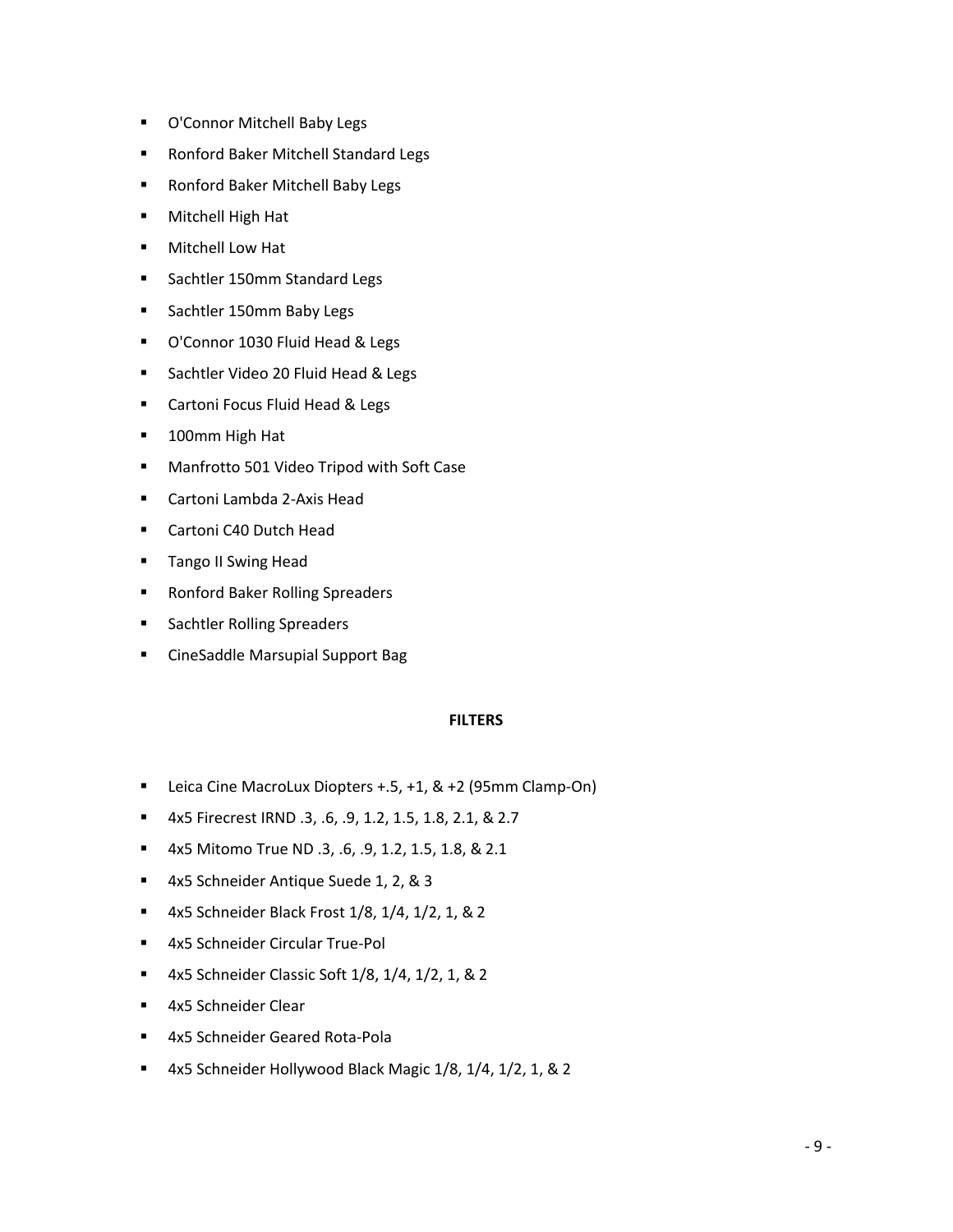- O'Connor Mitchell Baby Legs
- Ronford Baker Mitchell Standard Legs
- Ronford Baker Mitchell Baby Legs
- Mitchell High Hat
- Mitchell Low Hat
- Sachtler 150mm Standard Legs
- Sachtler 150mm Baby Legs
- O'Connor 1030 Fluid Head & Legs
- Sachtler Video 20 Fluid Head & Legs
- Cartoni Focus Fluid Head & Legs
- 100mm High Hat
- Manfrotto 501 Video Tripod with Soft Case
- Cartoni Lambda 2-Axis Head
- Cartoni C40 Dutch Head
- Tango II Swing Head
- Ronford Baker Rolling Spreaders
- Sachtler Rolling Spreaders
- CineSaddle Marsupial Support Bag

**FILTERS**

- Leica Cine MacroLux Diopters +.5, +1, & +2 (95mm Clamp-On)
- 4x5 Firecrest IRND .3, .6, .9, 1.2, 1.5, 1.8, 2.1, & 2.7
- 4x5 Mitomo True ND .3, .6, .9, 1.2, 1.5, 1.8, & 2.1
- 4x5 Schneider Antique Suede 1, 2, & 3
- 4x5 Schneider Black Frost 1/8, 1/4, 1/2, 1, & 2
- 4x5 Schneider Circular True-Pol
- 4x5 Schneider Classic Soft 1/8, 1/4, 1/2, 1, & 2
- 4x5 Schneider Clear
- 4x5 Schneider Geared Rota-Pola
- 4x5 Schneider Hollywood Black Magic 1/8, 1/4, 1/2, 1, & 2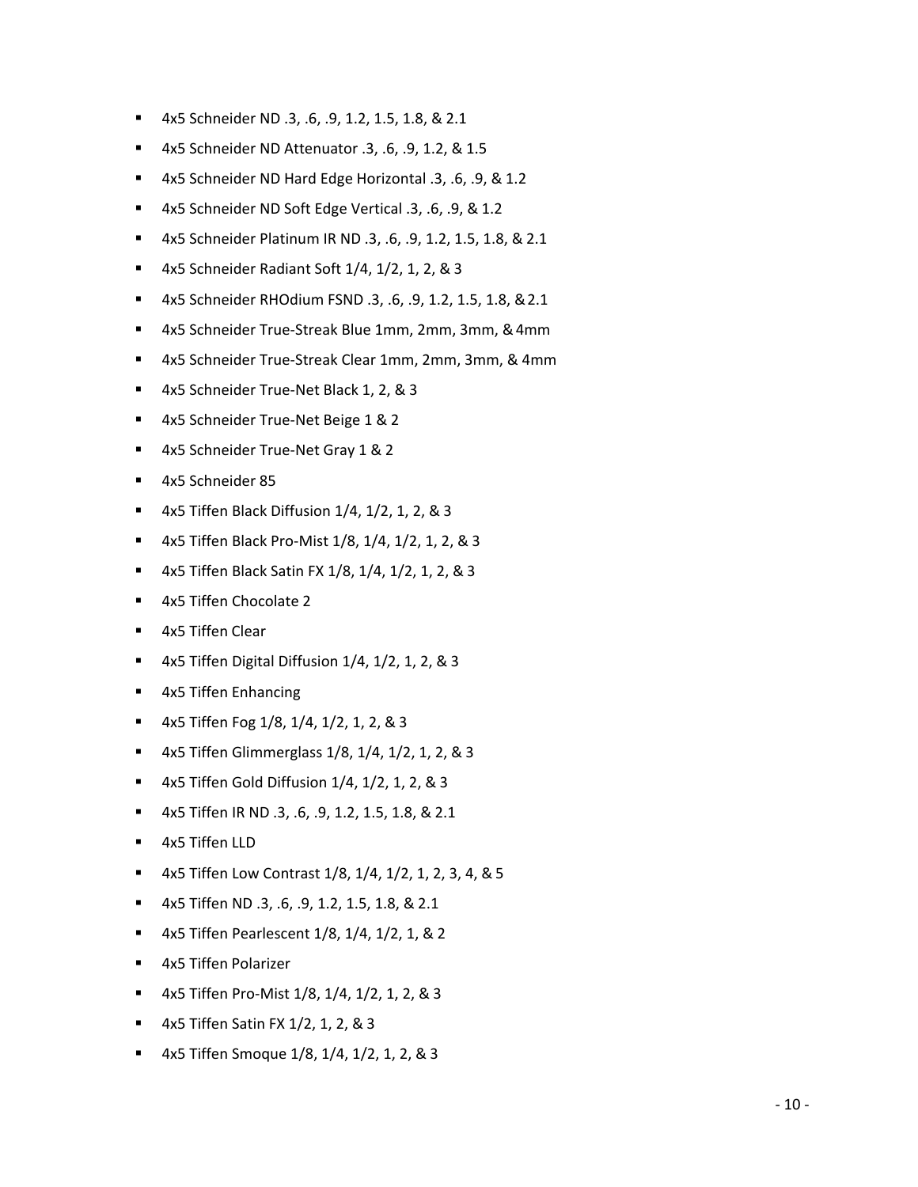- 4x5 Schneider ND .3, .6, .9, 1.2, 1.5, 1.8, & 2.1
- 4x5 Schneider ND Attenuator .3, .6, .9, 1.2, & 1.5
- 4x5 Schneider ND Hard Edge Horizontal .3, .6, .9, & 1.2
- 4x5 Schneider ND Soft Edge Vertical .3, .6, .9, & 1.2
- 4x5 Schneider Platinum IR ND .3, .6, .9, 1.2, 1.5, 1.8, & 2.1
- 4x5 Schneider Radiant Soft 1/4, 1/2, 1, 2, & 3
- 4x5 Schneider RHOdium FSND .3, .6, .9, 1.2, 1.5, 1.8, & 2.1
- 4x5 Schneider True-Streak Blue 1mm, 2mm, 3mm, & 4mm
- 4x5 Schneider True-Streak Clear 1mm, 2mm, 3mm, & 4mm
- 4x5 Schneider True-Net Black 1, 2, & 3
- 4x5 Schneider True-Net Beige 1 & 2
- 4x5 Schneider True-Net Gray 1 & 2
- 4x5 Schneider 85
- 4x5 Tiffen Black Diffusion 1/4, 1/2, 1, 2, & 3
- 4x5 Tiffen Black Pro-Mist 1/8, 1/4, 1/2, 1, 2, & 3
- 4x5 Tiffen Black Satin FX 1/8, 1/4, 1/2, 1, 2, & 3
- 4x5 Tiffen Chocolate 2
- 4x5 Tiffen Clear
- 4x5 Tiffen Digital Diffusion 1/4, 1/2, 1, 2, & 3
- 4x5 Tiffen Enhancing
- 4x5 Tiffen Fog 1/8, 1/4, 1/2, 1, 2, & 3
- 4x5 Tiffen Glimmerglass 1/8, 1/4, 1/2, 1, 2, & 3
- 4x5 Tiffen Gold Diffusion 1/4, 1/2, 1, 2, & 3
- 4x5 Tiffen IR ND .3, .6, .9, 1.2, 1.5, 1.8, & 2.1
- 4x5 Tiffen LLD
- 4x5 Tiffen Low Contrast 1/8, 1/4, 1/2, 1, 2, 3, 4, & 5
- 4x5 Tiffen ND .3, .6, .9, 1.2, 1.5, 1.8, & 2.1
- 4x5 Tiffen Pearlescent 1/8, 1/4, 1/2, 1, & 2
- 4x5 Tiffen Polarizer
- 4x5 Tiffen Pro-Mist 1/8, 1/4, 1/2, 1, 2, & 3
- 4x5 Tiffen Satin FX 1/2, 1, 2, & 3
- 4x5 Tiffen Smoque 1/8, 1/4, 1/2, 1, 2, & 3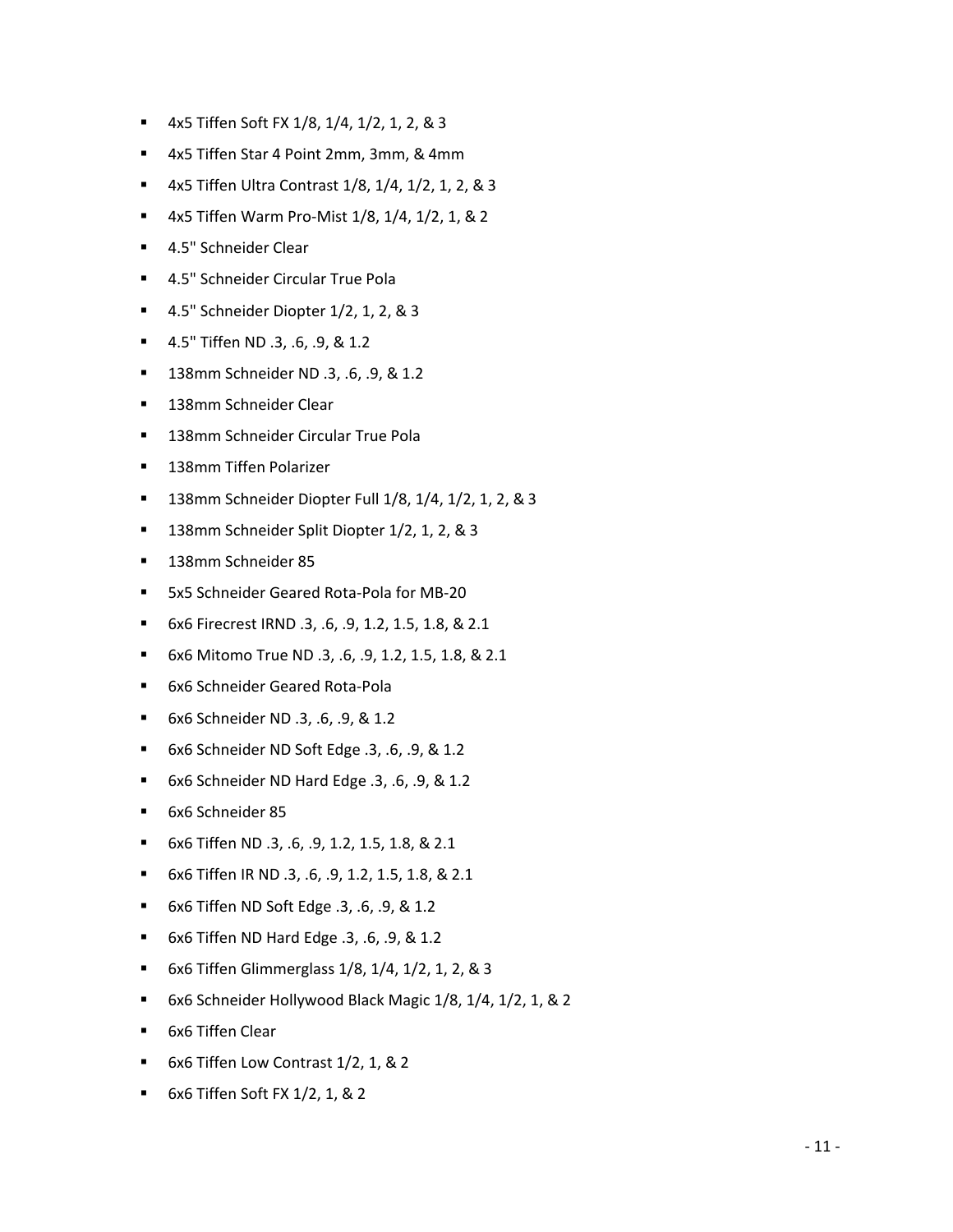- 4x5 Tiffen Soft FX 1/8, 1/4, 1/2, 1, 2, & 3
- 4x5 Tiffen Star 4 Point 2mm, 3mm, & 4mm
- 4x5 Tiffen Ultra Contrast 1/8, 1/4, 1/2, 1, 2, & 3
- 4x5 Tiffen Warm Pro-Mist 1/8, 1/4, 1/2, 1, & 2
- 4.5" Schneider Clear
- 4.5" Schneider Circular True Pola
- 4.5" Schneider Diopter 1/2, 1, 2, & 3
- 4.5" Tiffen ND .3, .6, .9, & 1.2
- 138mm Schneider ND .3, .6, .9, & 1.2
- 138mm Schneider Clear
- 138mm Schneider Circular True Pola
- 138mm Tiffen Polarizer
- 138mm Schneider Diopter Full 1/8, 1/4, 1/2, 1, 2, & 3
- 138mm Schneider Split Diopter 1/2, 1, 2, & 3
- 138mm Schneider 85
- 5x5 Schneider Geared Rota-Pola for MB-20
- 6x6 Firecrest IRND .3, .6, .9, 1.2, 1.5, 1.8, & 2.1
- 6x6 Mitomo True ND .3, .6, .9, 1.2, 1.5, 1.8, & 2.1
- 6x6 Schneider Geared Rota-Pola
- 6x6 Schneider ND .3, .6, .9, & 1.2
- 6x6 Schneider ND Soft Edge .3, .6, .9, & 1.2
- 6x6 Schneider ND Hard Edge .3, .6, .9, & 1.2
- 6x6 Schneider 85
- 6x6 Tiffen ND .3, .6, .9, 1.2, 1.5, 1.8, & 2.1
- 6x6 Tiffen IR ND .3, .6, .9, 1.2, 1.5, 1.8, & 2.1
- 6x6 Tiffen ND Soft Edge .3, .6, .9, & 1.2
- 6x6 Tiffen ND Hard Edge .3, .6, .9, & 1.2
- 6x6 Tiffen Glimmerglass 1/8, 1/4, 1/2, 1, 2, & 3
- 6x6 Schneider Hollywood Black Magic 1/8, 1/4, 1/2, 1, & 2
- 6x6 Tiffen Clear
- 6x6 Tiffen Low Contrast 1/2, 1, & 2
- 6x6 Tiffen Soft FX 1/2, 1, & 2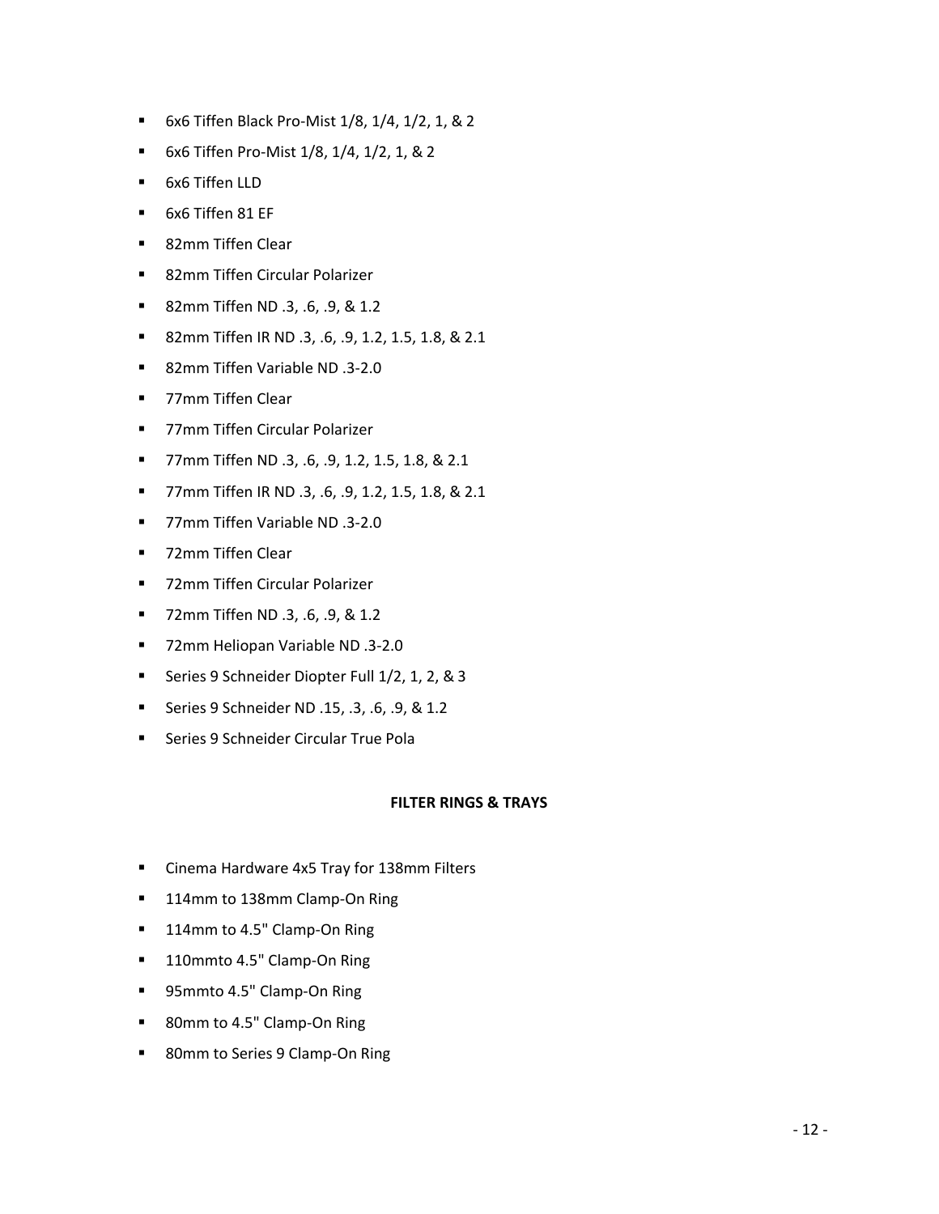- 6x6 Tiffen Black Pro-Mist 1/8, 1/4, 1/2, 1, & 2
- 6x6 Tiffen Pro-Mist 1/8, 1/4, 1/2, 1, & 2
- 6x6 Tiffen LLD
- 6x6 Tiffen 81 EF
- 82mm Tiffen Clear
- 82mm Tiffen Circular Polarizer
- 82mm Tiffen ND .3, .6, .9, & 1.2
- 82mm Tiffen IR ND .3, .6, .9, 1.2, 1.5, 1.8, & 2.1
- 82mm Tiffen Variable ND .3-2.0
- 77mm Tiffen Clear
- 77mm Tiffen Circular Polarizer
- 77mm Tiffen ND .3, .6, .9, 1.2, 1.5, 1.8, & 2.1
- 77mm Tiffen IR ND .3, .6, .9, 1.2, 1.5, 1.8, & 2.1
- 77mm Tiffen Variable ND .3-2.0
- 72mm Tiffen Clear
- 72mm Tiffen Circular Polarizer
- 72mm Tiffen ND .3, .6, .9, & 1.2
- 72mm Heliopan Variable ND .3-2.0
- Series 9 Schneider Diopter Full 1/2, 1, 2, & 3
- Series 9 Schneider ND .15, .3, .6, .9, & 1.2
- Series 9 Schneider Circular True Pola

**FILTER RINGS & TRAYS**

- Cinema Hardware 4x5 Tray for 138mm Filters
- 114mm to 138mm Clamp-On Ring
- 114mm to 4.5" Clamp-On Ring
- 110mmto 4.5" Clamp-On Ring
- 95mmto 4.5" Clamp-On Ring
- 80mm to 4.5" Clamp-On Ring
- 80mm to Series 9 Clamp-On Ring